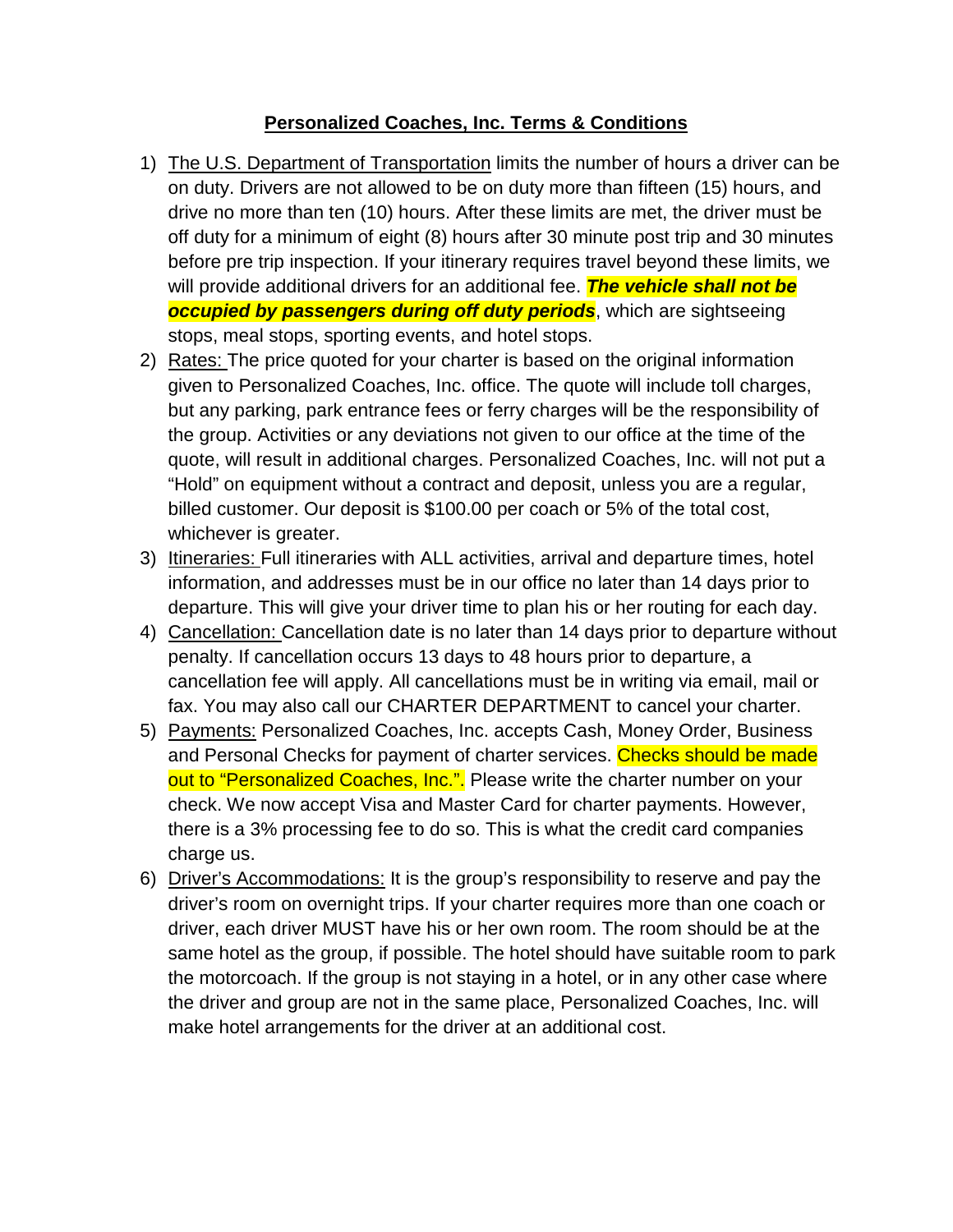# Personalized Coaches, Inc. Terms & Conditions

1) The U.S. Department of Transportation limits the number of hours a driver can be on duty. Drivers are not allowed to be on duty more than fifteen (15) hours, and drive no more than ten (10) hours. After these limits are met, the driver must be off duty for a minimum of eight (8) hours after 30 minute post trip and 30 minutes before pre trip inspection. If your itinerary requires travel beyond these limits, we will provide additional drivers for an additional fee. ***The vehicle shall not be occupied by passengers during off duty periods***, which are sightseeing stops, meal stops, sporting events, and hotel stops.
2) Rates: The price quoted for your charter is based on the original information given to Personalized Coaches, Inc. office. The quote will include toll charges, but any parking, park entrance fees or ferry charges will be the responsibility of the group. Activities or any deviations not given to our office at the time of the quote, will result in additional charges. Personalized Coaches, Inc. will not put a "Hold" on equipment without a contract and deposit, unless you are a regular, billed customer. Our deposit is $100.00 per coach or 5% of the total cost, whichever is greater.
3) Itineraries: Full itineraries with ALL activities, arrival and departure times, hotel information, and addresses must be in our office no later than 14 days prior to departure. This will give your driver time to plan his or her routing for each day.
4) Cancellation: Cancellation date is no later than 14 days prior to departure without penalty. If cancellation occurs 13 days to 48 hours prior to departure, a cancellation fee will apply. All cancellations must be in writing via email, mail or fax. You may also call our CHARTER DEPARTMENT to cancel your charter.
5) Payments: Personalized Coaches, Inc. accepts Cash, Money Order, Business and Personal Checks for payment of charter services. Checks should be made out to "Personalized Coaches, Inc.". Please write the charter number on your check. We now accept Visa and Master Card for charter payments. However, there is a 3% processing fee to do so. This is what the credit card companies charge us.
6) Driver's Accommodations: It is the group's responsibility to reserve and pay the driver's room on overnight trips. If your charter requires more than one coach or driver, each driver MUST have his or her own room. The room should be at the same hotel as the group, if possible. The hotel should have suitable room to park the motorcoach. If the group is not staying in a hotel, or in any other case where the driver and group are not in the same place, Personalized Coaches, Inc. will make hotel arrangements for the driver at an additional cost.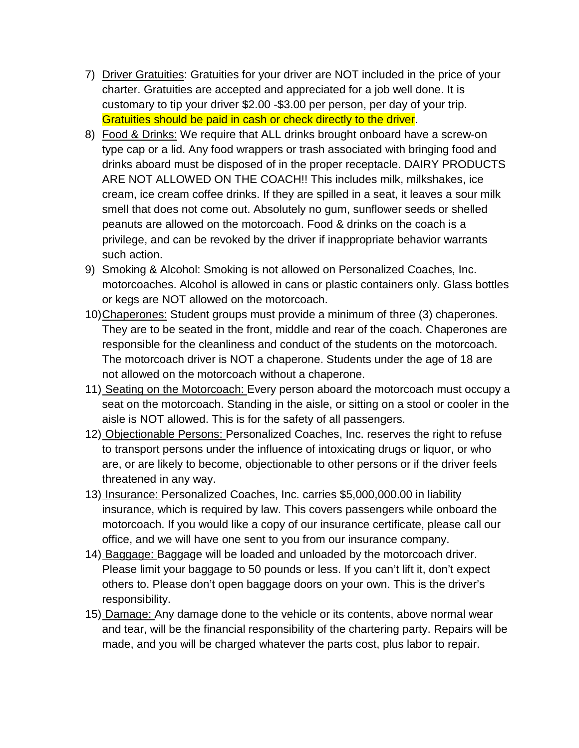7) Driver Gratuities: Gratuities for your driver are NOT included in the price of your charter. Gratuities are accepted and appreciated for a job well done. It is customary to tip your driver $2.00 -$3.00 per person, per day of your trip. Gratuities should be paid in cash or check directly to the driver.
8) Food & Drinks: We require that ALL drinks brought onboard have a screw-on type cap or a lid. Any food wrappers or trash associated with bringing food and drinks aboard must be disposed of in the proper receptacle. DAIRY PRODUCTS ARE NOT ALLOWED ON THE COACH!! This includes milk, milkshakes, ice cream, ice cream coffee drinks. If they are spilled in a seat, it leaves a sour milk smell that does not come out. Absolutely no gum, sunflower seeds or shelled peanuts are allowed on the motorcoach. Food & drinks on the coach is a privilege, and can be revoked by the driver if inappropriate behavior warrants such action.
9) Smoking & Alcohol: Smoking is not allowed on Personalized Coaches, Inc. motorcoaches. Alcohol is allowed in cans or plastic containers only. Glass bottles or kegs are NOT allowed on the motorcoach.
10) Chaperones: Student groups must provide a minimum of three (3) chaperones. They are to be seated in the front, middle and rear of the coach. Chaperones are responsible for the cleanliness and conduct of the students on the motorcoach. The motorcoach driver is NOT a chaperone. Students under the age of 18 are not allowed on the motorcoach without a chaperone.
11) Seating on the Motorcoach: Every person aboard the motorcoach must occupy a seat on the motorcoach. Standing in the aisle, or sitting on a stool or cooler in the aisle is NOT allowed. This is for the safety of all passengers.
12) Objectionable Persons: Personalized Coaches, Inc. reserves the right to refuse to transport persons under the influence of intoxicating drugs or liquor, or who are, or are likely to become, objectionable to other persons or if the driver feels threatened in any way.
13) Insurance: Personalized Coaches, Inc. carries $5,000,000.00 in liability insurance, which is required by law. This covers passengers while onboard the motorcoach. If you would like a copy of our insurance certificate, please call our office, and we will have one sent to you from our insurance company.
14) Baggage: Baggage will be loaded and unloaded by the motorcoach driver. Please limit your baggage to 50 pounds or less. If you can't lift it, don't expect others to. Please don't open baggage doors on your own. This is the driver's responsibility.
15) Damage: Any damage done to the vehicle or its contents, above normal wear and tear, will be the financial responsibility of the chartering party. Repairs will be made, and you will be charged whatever the parts cost, plus labor to repair.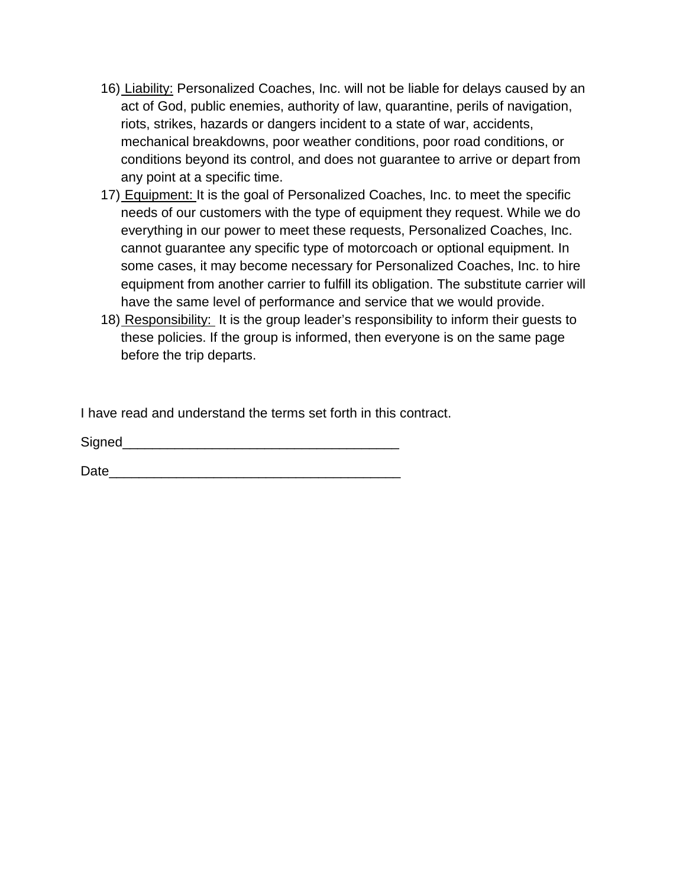16) Liability: Personalized Coaches, Inc. will not be liable for delays caused by an act of God, public enemies, authority of law, quarantine, perils of navigation, riots, strikes, hazards or dangers incident to a state of war, accidents, mechanical breakdowns, poor weather conditions, poor road conditions, or conditions beyond its control, and does not guarantee to arrive or depart from any point at a specific time.

17) Equipment: It is the goal of Personalized Coaches, Inc. to meet the specific needs of our customers with the type of equipment they request. While we do everything in our power to meet these requests, Personalized Coaches, Inc. cannot guarantee any specific type of motorcoach or optional equipment. In some cases, it may become necessary for Personalized Coaches, Inc. to hire equipment from another carrier to fulfill its obligation. The substitute carrier will have the same level of performance and service that we would provide.

18) Responsibility: It is the group leader's responsibility to inform their guests to these policies. If the group is informed, then everyone is on the same page before the trip departs.

I have read and understand the terms set forth in this contract.

Signed____________________________________

Date______________________________________